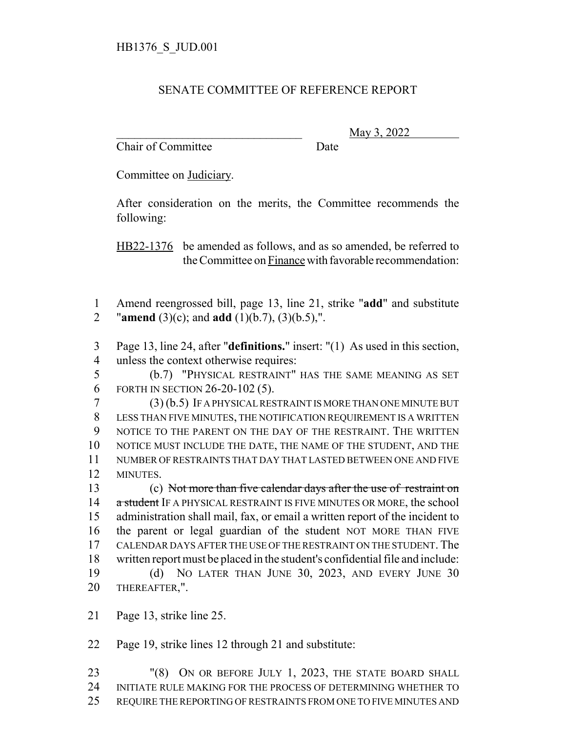HB1376_S_JUD.001

# SENATE COMMITTEE OF REFERENCE REPORT

________________________________ May 3, 2022

Chair of Committee Date

Committee on Judiciary.

After consideration on the merits, the Committee recommends the following:

HB22-1376 be amended as follows, and as so amended, be referred to the Committee on Finance with favorable recommendation:

1 Amend reengrossed bill, page 13, line 21, strike "**add**" and substitute
2 "**amend** (3)(c); and **add** (1)(b.7), (3)(b.5),".

3 Page 13, line 24, after "**definitions.**" insert: "(1) As used in this section,
4 unless the context otherwise requires:
5 (b.7) "PHYSICAL RESTRAINT" HAS THE SAME MEANING AS SET
6 FORTH IN SECTION 26-20-102 (5).
7 (3) (b.5) IF A PHYSICAL RESTRAINT IS MORE THAN ONE MINUTE BUT
8 LESS THAN FIVE MINUTES, THE NOTIFICATION REQUIREMENT IS A WRITTEN
9 NOTICE TO THE PARENT ON THE DAY OF THE RESTRAINT. THE WRITTEN
10 NOTICE MUST INCLUDE THE DATE, THE NAME OF THE STUDENT, AND THE
11 NUMBER OF RESTRAINTS THAT DAY THAT LASTED BETWEEN ONE AND FIVE
12 MINUTES.
13 (c) ~~Not more than five calendar days after the use of restraint on~~
14 ~~a student~~ IF A PHYSICAL RESTRAINT IS FIVE MINUTES OR MORE, the school
15 administration shall mail, fax, or email a written report of the incident to
16 the parent or legal guardian of the student NOT MORE THAN FIVE
17 CALENDAR DAYS AFTER THE USE OF THE RESTRAINT ON THE STUDENT. The
18 written report must be placed in the student's confidential file and include:
19 (d) NO LATER THAN JUNE 30, 2023, AND EVERY JUNE 30
20 THEREAFTER,".

21 Page 13, strike line 25.

22 Page 19, strike lines 12 through 21 and substitute:

23 "(8) ON OR BEFORE JULY 1, 2023, THE STATE BOARD SHALL
24 INITIATE RULE MAKING FOR THE PROCESS OF DETERMINING WHETHER TO
25 REQUIRE THE REPORTING OF RESTRAINTS FROM ONE TO FIVE MINUTES AND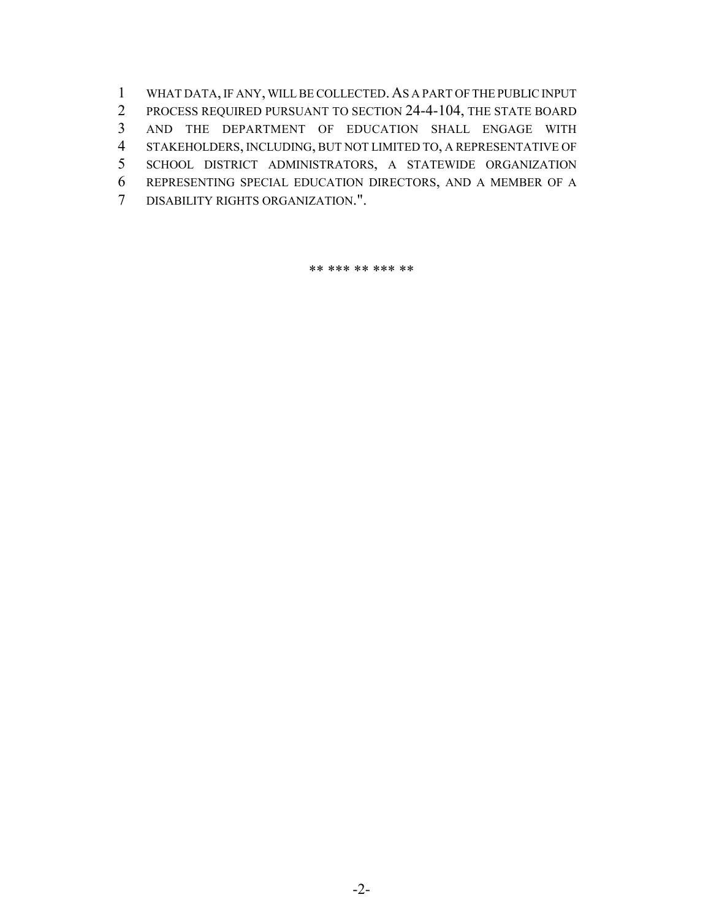WHAT DATA, IF ANY, WILL BE COLLECTED. AS A PART OF THE PUBLIC INPUT PROCESS REQUIRED PURSUANT TO SECTION 24-4-104, THE STATE BOARD AND THE DEPARTMENT OF EDUCATION SHALL ENGAGE WITH STAKEHOLDERS, INCLUDING, BUT NOT LIMITED TO, A REPRESENTATIVE OF SCHOOL DISTRICT ADMINISTRATORS, A STATEWIDE ORGANIZATION REPRESENTING SPECIAL EDUCATION DIRECTORS, AND A MEMBER OF A DISABILITY RIGHTS ORGANIZATION.".

** *** ** *** **